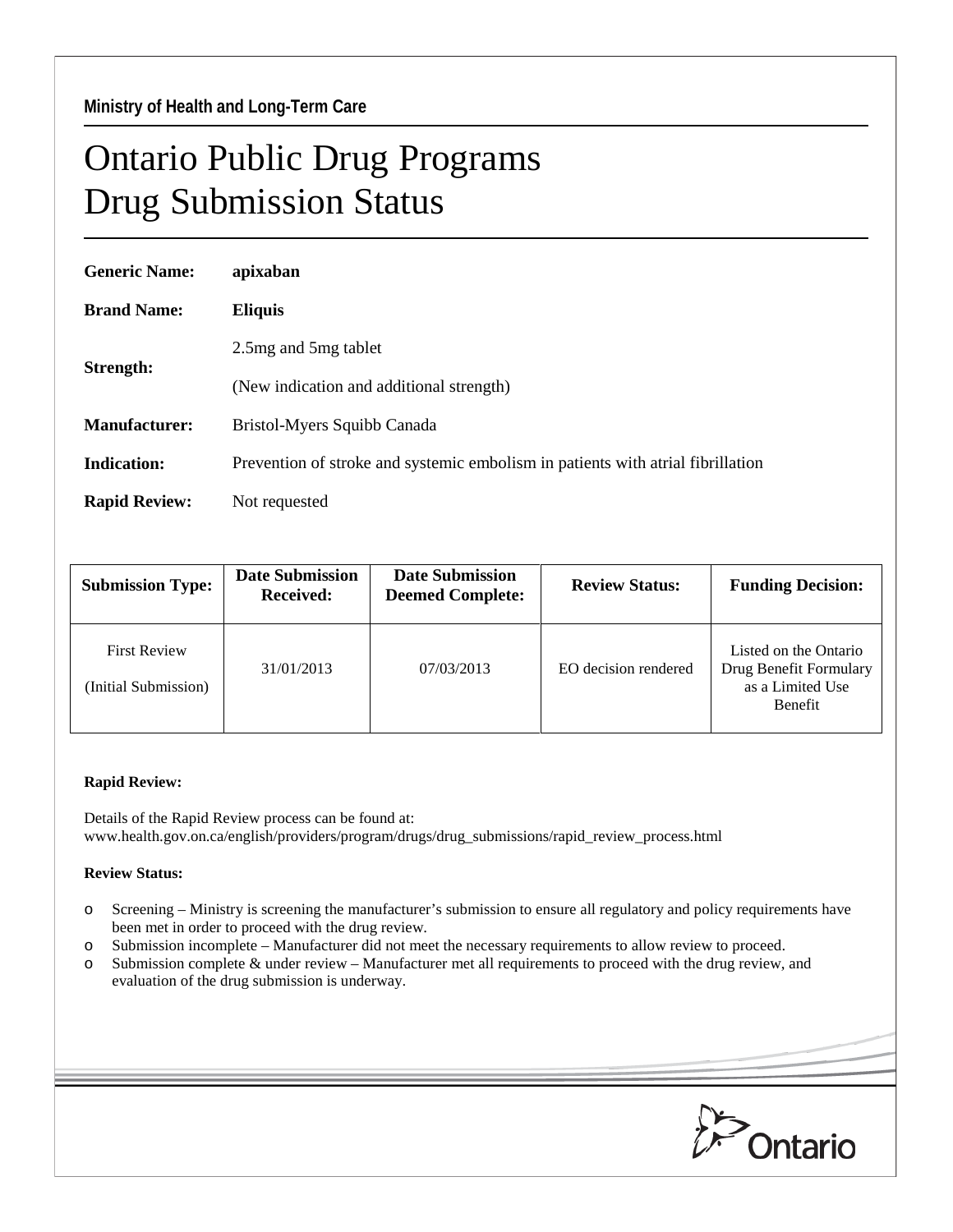**Ministry of Health and Long-Term Care**

# Ontario Public Drug Programs
# Drug Submission Status

| | |
|---|---|
| **Generic Name:** | **apixaban** |
| **Brand Name:** | **Eliquis** |
| **Strength:** | 2.5mg and 5mg tablet<br>(New indication and additional strength) |
| **Manufacturer:** | Bristol-Myers Squibb Canada |
| **Indication:** | Prevention of stroke and systemic embolism in patients with atrial fibrillation |
| **Rapid Review:** | Not requested |

| Submission Type: | Date Submission Received: | Date Submission Deemed Complete: | Review Status: | Funding Decision: |
|---|---|---|---|---|
| First Review (Initial Submission) | 31/01/2013 | 07/03/2013 | EO decision rendered | Listed on the Ontario Drug Benefit Formulary as a Limited Use Benefit |

**Rapid Review:**

Details of the Rapid Review process can be found at:
www.health.gov.on.ca/english/providers/program/drugs/drug_submissions/rapid_review_process.html

**Review Status:**

- Screening – Ministry is screening the manufacturer's submission to ensure all regulatory and policy requirements have been met in order to proceed with the drug review.
- Submission incomplete – Manufacturer did not meet the necessary requirements to allow review to proceed.
- Submission complete & under review – Manufacturer met all requirements to proceed with the drug review, and evaluation of the drug submission is underway.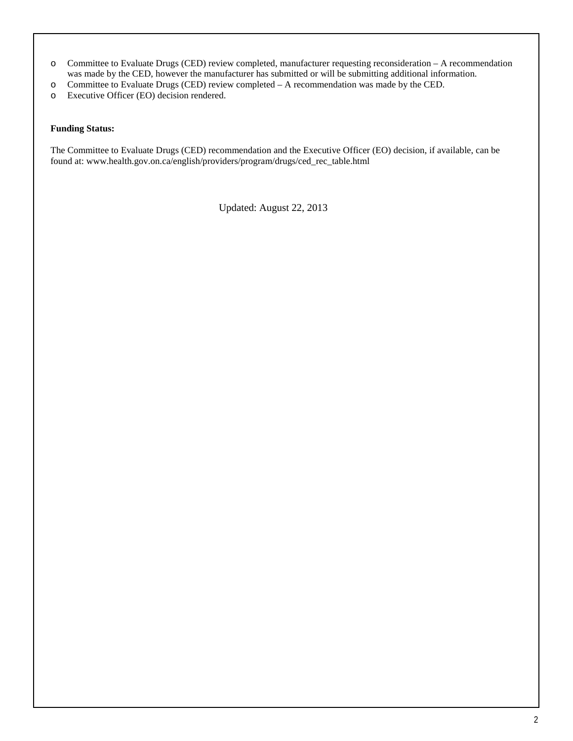- Committee to Evaluate Drugs (CED) review completed, manufacturer requesting reconsideration – A recommendation was made by the CED, however the manufacturer has submitted or will be submitting additional information.
- Committee to Evaluate Drugs (CED) review completed – A recommendation was made by the CED.
- Executive Officer (EO) decision rendered.

**Funding Status:**

The Committee to Evaluate Drugs (CED) recommendation and the Executive Officer (EO) decision, if available, can be found at: www.health.gov.on.ca/english/providers/program/drugs/ced_rec_table.html

Updated: August 22, 2013